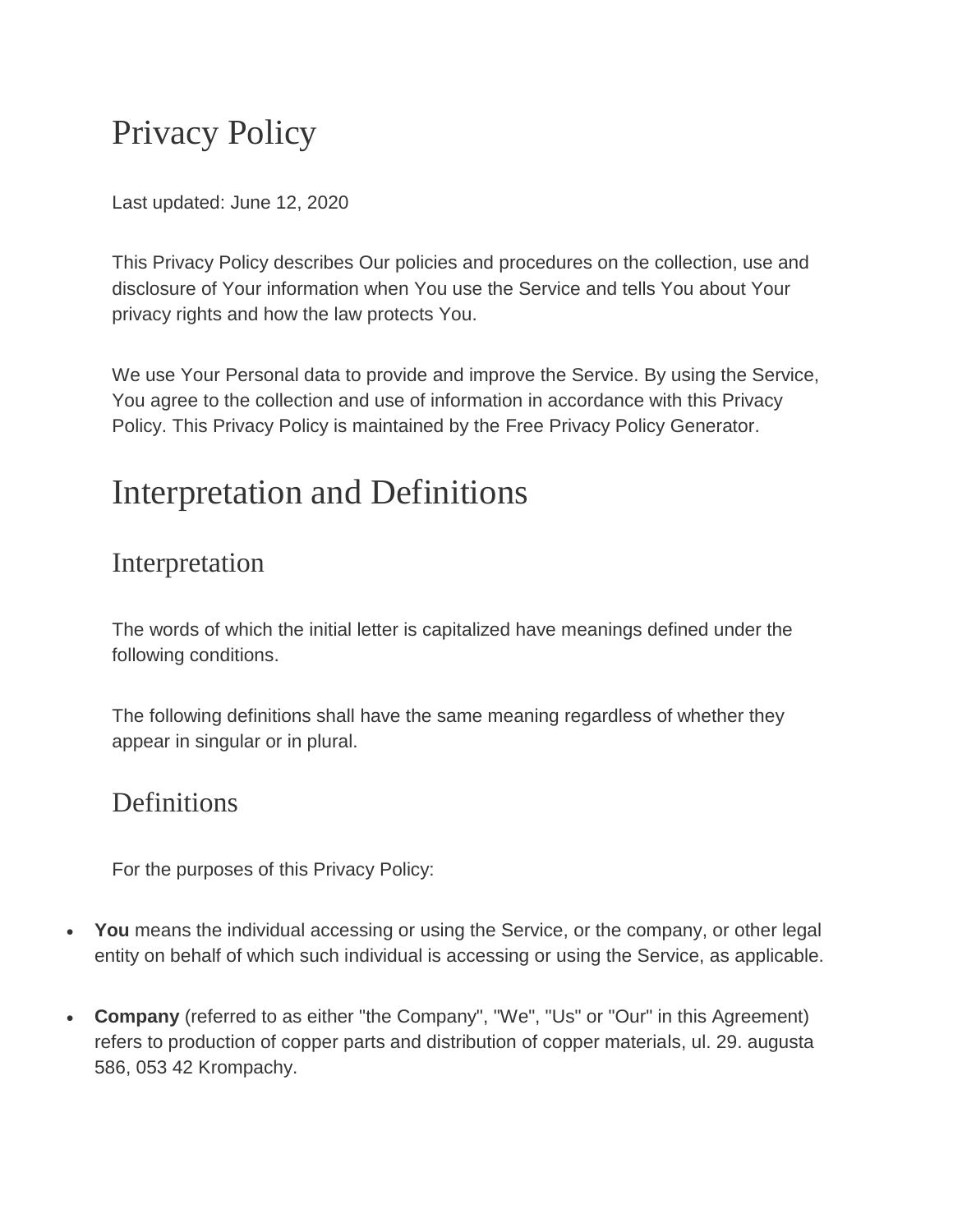# Privacy Policy

Last updated: June 12, 2020

This Privacy Policy describes Our policies and procedures on the collection, use and disclosure of Your information when You use the Service and tells You about Your privacy rights and how the law protects You.

We use Your Personal data to provide and improve the Service. By using the Service, You agree to the collection and use of information in accordance with this Privacy Policy. This Privacy Policy is maintained by the Free Privacy Policy Generator.

# Interpretation and Definitions

## Interpretation

The words of which the initial letter is capitalized have meanings defined under the following conditions.

The following definitions shall have the same meaning regardless of whether they appear in singular or in plural.

## Definitions

For the purposes of this Privacy Policy:

- **You** means the individual accessing or using the Service, or the company, or other legal entity on behalf of which such individual is accessing or using the Service, as applicable.
- **Company** (referred to as either "the Company", "We", "Us" or "Our" in this Agreement) refers to production of copper parts and distribution of copper materials, ul. 29. augusta 586, 053 42 Krompachy.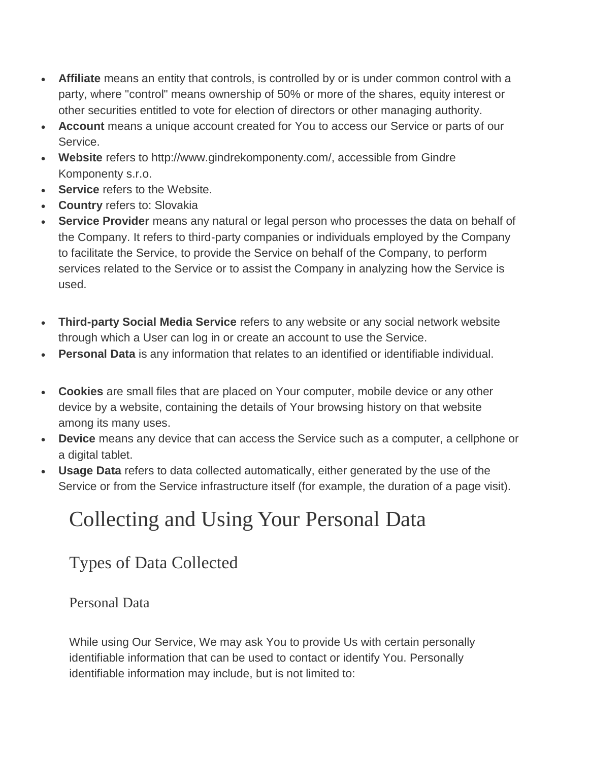- **Affiliate** means an entity that controls, is controlled by or is under common control with a party, where "control" means ownership of 50% or more of the shares, equity interest or other securities entitled to vote for election of directors or other managing authority.
- **Account** means a unique account created for You to access our Service or parts of our Service.
- **Website** refers to http://www.gindrekomponenty.com/, accessible from Gindre Komponenty s.r.o.
- **Service** refers to the Website.
- **Country** refers to: Slovakia
- **Service Provider** means any natural or legal person who processes the data on behalf of the Company. It refers to third-party companies or individuals employed by the Company to facilitate the Service, to provide the Service on behalf of the Company, to perform services related to the Service or to assist the Company in analyzing how the Service is used.
- **Third-party Social Media Service** refers to any website or any social network website through which a User can log in or create an account to use the Service.
- **Personal Data** is any information that relates to an identified or identifiable individual.
- **Cookies** are small files that are placed on Your computer, mobile device or any other device by a website, containing the details of Your browsing history on that website among its many uses.
- **Device** means any device that can access the Service such as a computer, a cellphone or a digital tablet.
- **Usage Data** refers to data collected automatically, either generated by the use of the Service or from the Service infrastructure itself (for example, the duration of a page visit).

# Collecting and Using Your Personal Data

## Types of Data Collected

### Personal Data

While using Our Service, We may ask You to provide Us with certain personally identifiable information that can be used to contact or identify You. Personally identifiable information may include, but is not limited to: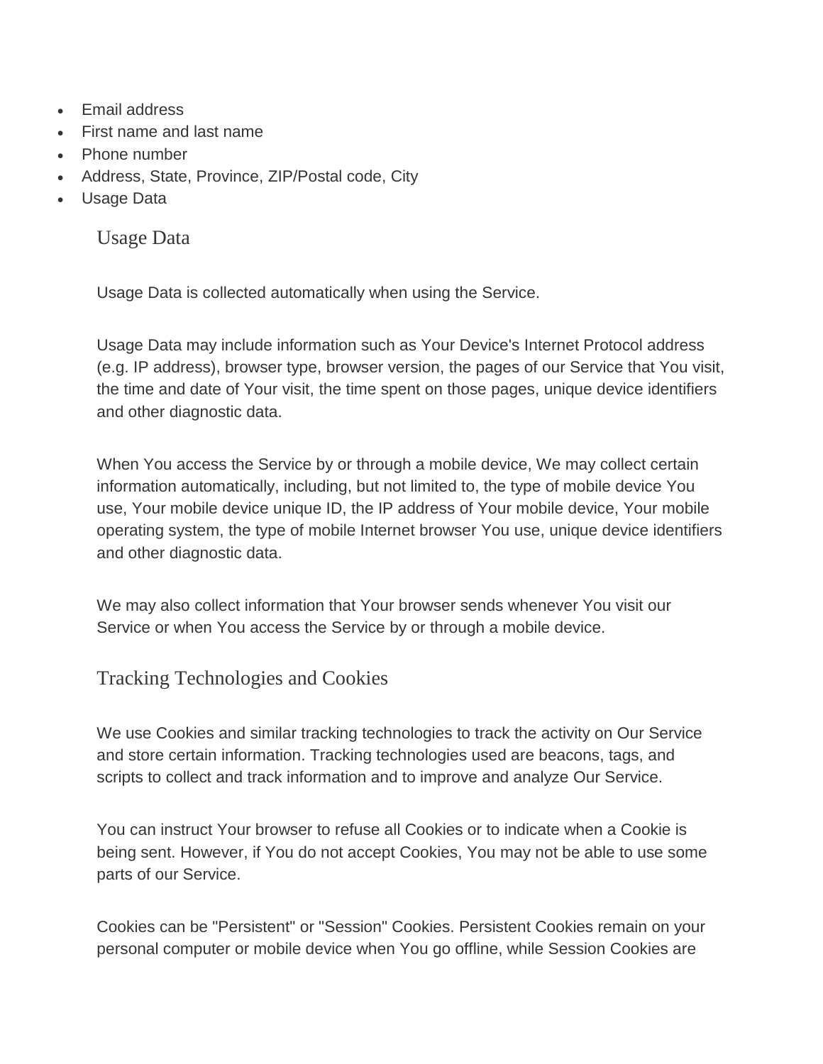- Email address
- First name and last name
- Phone number
- Address, State, Province, ZIP/Postal code, City
- Usage Data

### Usage Data

Usage Data is collected automatically when using the Service.

Usage Data may include information such as Your Device's Internet Protocol address (e.g. IP address), browser type, browser version, the pages of our Service that You visit, the time and date of Your visit, the time spent on those pages, unique device identifiers and other diagnostic data.

When You access the Service by or through a mobile device, We may collect certain information automatically, including, but not limited to, the type of mobile device You use, Your mobile device unique ID, the IP address of Your mobile device, Your mobile operating system, the type of mobile Internet browser You use, unique device identifiers and other diagnostic data.

We may also collect information that Your browser sends whenever You visit our Service or when You access the Service by or through a mobile device.

### Tracking Technologies and Cookies

We use Cookies and similar tracking technologies to track the activity on Our Service and store certain information. Tracking technologies used are beacons, tags, and scripts to collect and track information and to improve and analyze Our Service.

You can instruct Your browser to refuse all Cookies or to indicate when a Cookie is being sent. However, if You do not accept Cookies, You may not be able to use some parts of our Service.

Cookies can be "Persistent" or "Session" Cookies. Persistent Cookies remain on your personal computer or mobile device when You go offline, while Session Cookies are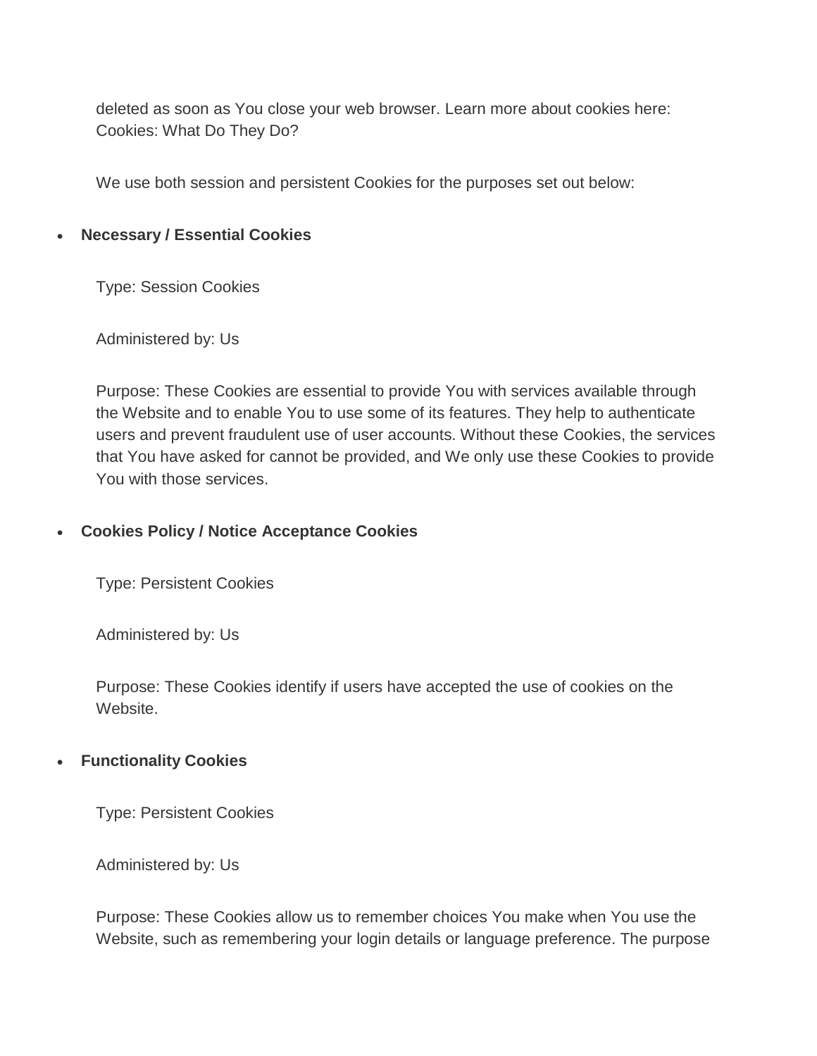deleted as soon as You close your web browser. Learn more about cookies here: Cookies: What Do They Do?

We use both session and persistent Cookies for the purposes set out below:

- **Necessary / Essential Cookies**

  Type: Session Cookies

  Administered by: Us

  Purpose: These Cookies are essential to provide You with services available through the Website and to enable You to use some of its features. They help to authenticate users and prevent fraudulent use of user accounts. Without these Cookies, the services that You have asked for cannot be provided, and We only use these Cookies to provide You with those services.

- **Cookies Policy / Notice Acceptance Cookies**

  Type: Persistent Cookies

  Administered by: Us

  Purpose: These Cookies identify if users have accepted the use of cookies on the Website.

- **Functionality Cookies**

  Type: Persistent Cookies

  Administered by: Us

  Purpose: These Cookies allow us to remember choices You make when You use the Website, such as remembering your login details or language preference. The purpose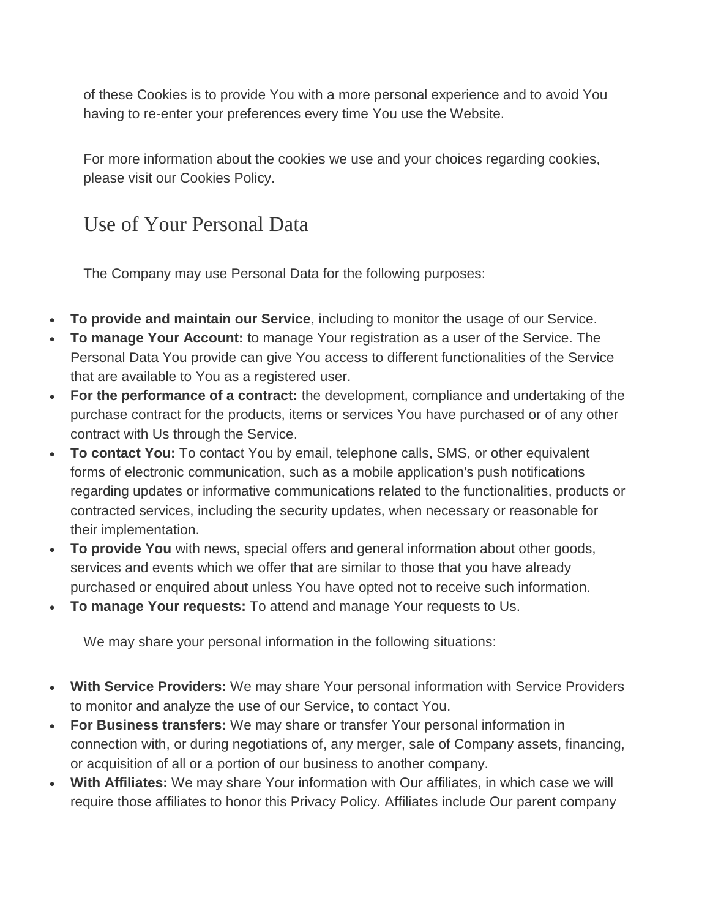of these Cookies is to provide You with a more personal experience and to avoid You having to re-enter your preferences every time You use the Website.

For more information about the cookies we use and your choices regarding cookies, please visit our Cookies Policy.

## Use of Your Personal Data

The Company may use Personal Data for the following purposes:

- **To provide and maintain our Service**, including to monitor the usage of our Service.
- **To manage Your Account:** to manage Your registration as a user of the Service. The Personal Data You provide can give You access to different functionalities of the Service that are available to You as a registered user.
- **For the performance of a contract:** the development, compliance and undertaking of the purchase contract for the products, items or services You have purchased or of any other contract with Us through the Service.
- **To contact You:** To contact You by email, telephone calls, SMS, or other equivalent forms of electronic communication, such as a mobile application's push notifications regarding updates or informative communications related to the functionalities, products or contracted services, including the security updates, when necessary or reasonable for their implementation.
- **To provide You** with news, special offers and general information about other goods, services and events which we offer that are similar to those that you have already purchased or enquired about unless You have opted not to receive such information.
- **To manage Your requests:** To attend and manage Your requests to Us.

We may share your personal information in the following situations:

- **With Service Providers:** We may share Your personal information with Service Providers to monitor and analyze the use of our Service, to contact You.
- **For Business transfers:** We may share or transfer Your personal information in connection with, or during negotiations of, any merger, sale of Company assets, financing, or acquisition of all or a portion of our business to another company.
- **With Affiliates:** We may share Your information with Our affiliates, in which case we will require those affiliates to honor this Privacy Policy. Affiliates include Our parent company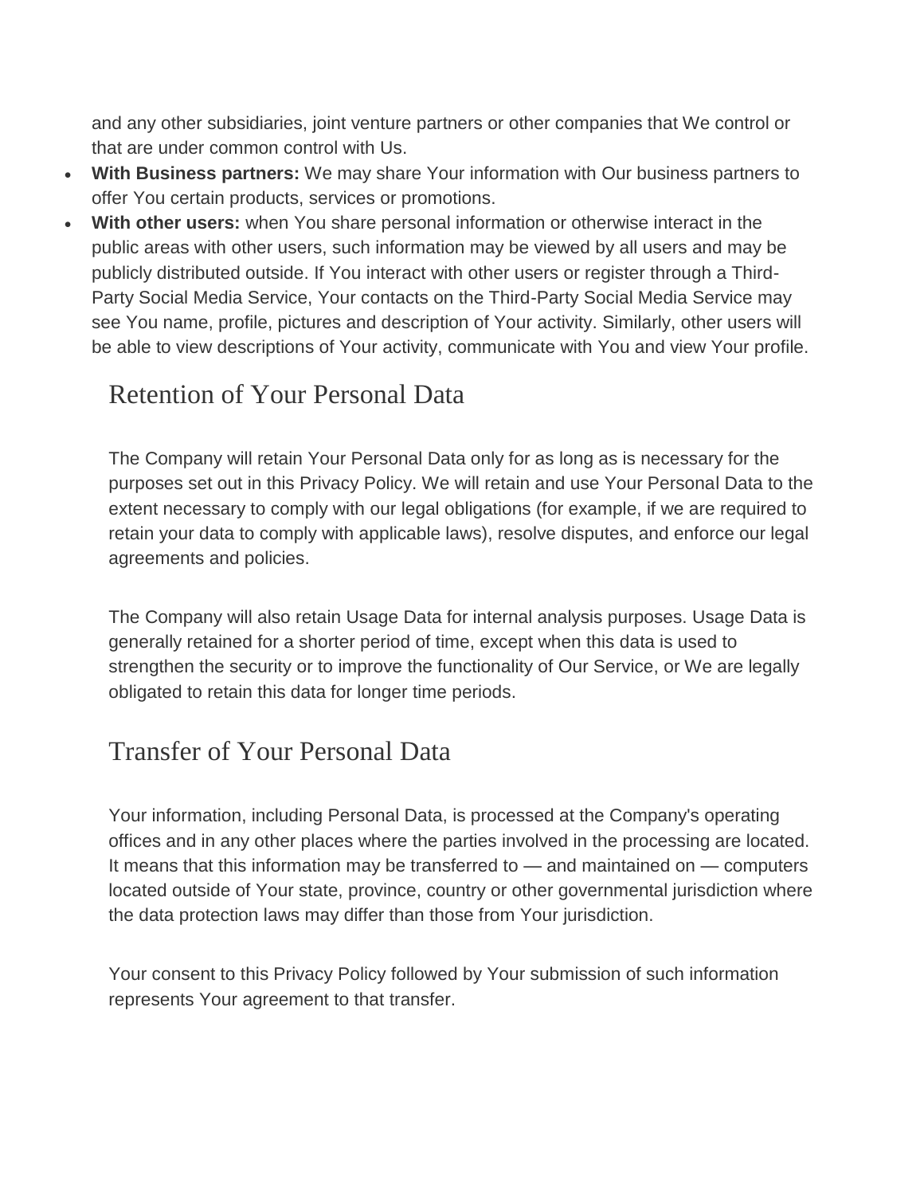and any other subsidiaries, joint venture partners or other companies that We control or that are under common control with Us.

- **With Business partners:** We may share Your information with Our business partners to offer You certain products, services or promotions.
- **With other users:** when You share personal information or otherwise interact in the public areas with other users, such information may be viewed by all users and may be publicly distributed outside. If You interact with other users or register through a Third-Party Social Media Service, Your contacts on the Third-Party Social Media Service may see You name, profile, pictures and description of Your activity. Similarly, other users will be able to view descriptions of Your activity, communicate with You and view Your profile.

## Retention of Your Personal Data

The Company will retain Your Personal Data only for as long as is necessary for the purposes set out in this Privacy Policy. We will retain and use Your Personal Data to the extent necessary to comply with our legal obligations (for example, if we are required to retain your data to comply with applicable laws), resolve disputes, and enforce our legal agreements and policies.

The Company will also retain Usage Data for internal analysis purposes. Usage Data is generally retained for a shorter period of time, except when this data is used to strengthen the security or to improve the functionality of Our Service, or We are legally obligated to retain this data for longer time periods.

## Transfer of Your Personal Data

Your information, including Personal Data, is processed at the Company's operating offices and in any other places where the parties involved in the processing are located. It means that this information may be transferred to — and maintained on — computers located outside of Your state, province, country or other governmental jurisdiction where the data protection laws may differ than those from Your jurisdiction.

Your consent to this Privacy Policy followed by Your submission of such information represents Your agreement to that transfer.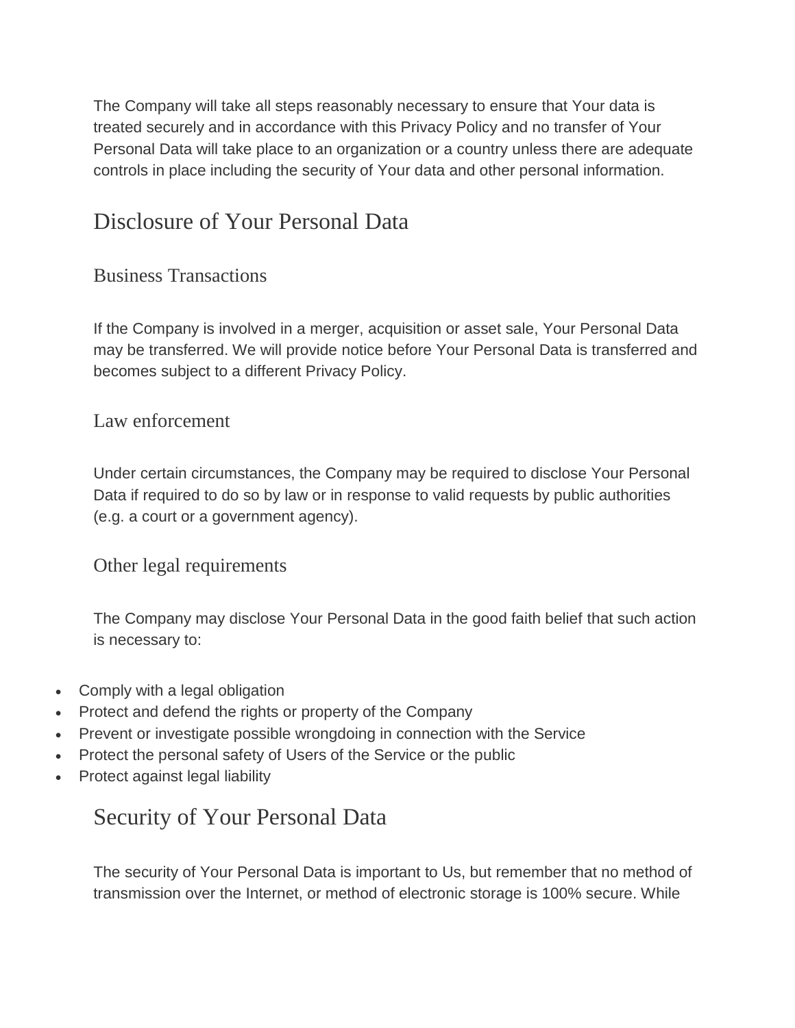The Company will take all steps reasonably necessary to ensure that Your data is treated securely and in accordance with this Privacy Policy and no transfer of Your Personal Data will take place to an organization or a country unless there are adequate controls in place including the security of Your data and other personal information.

## Disclosure of Your Personal Data

### Business Transactions

If the Company is involved in a merger, acquisition or asset sale, Your Personal Data may be transferred. We will provide notice before Your Personal Data is transferred and becomes subject to a different Privacy Policy.

### Law enforcement

Under certain circumstances, the Company may be required to disclose Your Personal Data if required to do so by law or in response to valid requests by public authorities (e.g. a court or a government agency).

### Other legal requirements

The Company may disclose Your Personal Data in the good faith belief that such action is necessary to:

- Comply with a legal obligation
- Protect and defend the rights or property of the Company
- Prevent or investigate possible wrongdoing in connection with the Service
- Protect the personal safety of Users of the Service or the public
- Protect against legal liability

## Security of Your Personal Data

The security of Your Personal Data is important to Us, but remember that no method of transmission over the Internet, or method of electronic storage is 100% secure. While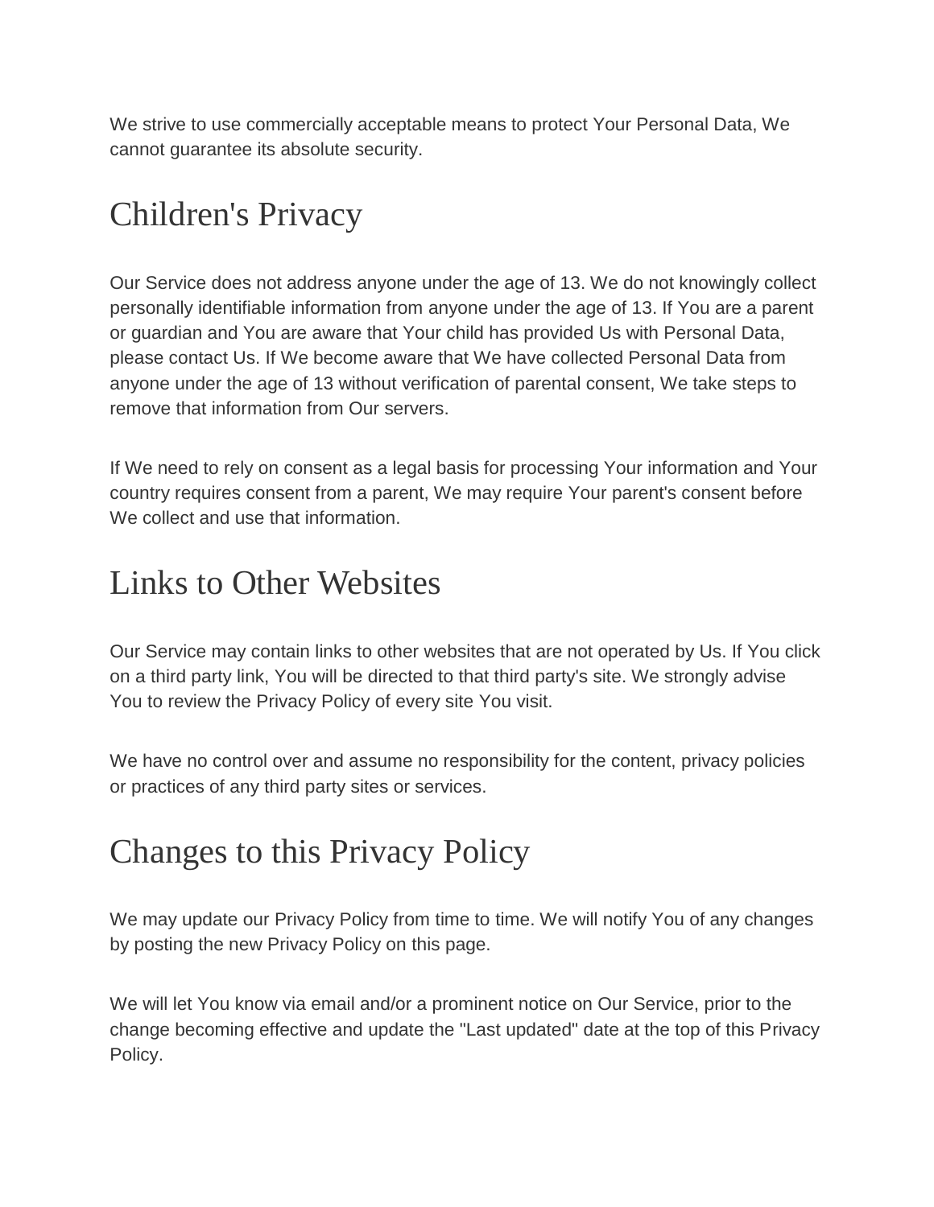We strive to use commercially acceptable means to protect Your Personal Data, We cannot guarantee its absolute security.

# Children's Privacy

Our Service does not address anyone under the age of 13. We do not knowingly collect personally identifiable information from anyone under the age of 13. If You are a parent or guardian and You are aware that Your child has provided Us with Personal Data, please contact Us. If We become aware that We have collected Personal Data from anyone under the age of 13 without verification of parental consent, We take steps to remove that information from Our servers.

If We need to rely on consent as a legal basis for processing Your information and Your country requires consent from a parent, We may require Your parent's consent before We collect and use that information.

# Links to Other Websites

Our Service may contain links to other websites that are not operated by Us. If You click on a third party link, You will be directed to that third party's site. We strongly advise You to review the Privacy Policy of every site You visit.

We have no control over and assume no responsibility for the content, privacy policies or practices of any third party sites or services.

# Changes to this Privacy Policy

We may update our Privacy Policy from time to time. We will notify You of any changes by posting the new Privacy Policy on this page.

We will let You know via email and/or a prominent notice on Our Service, prior to the change becoming effective and update the "Last updated" date at the top of this Privacy Policy.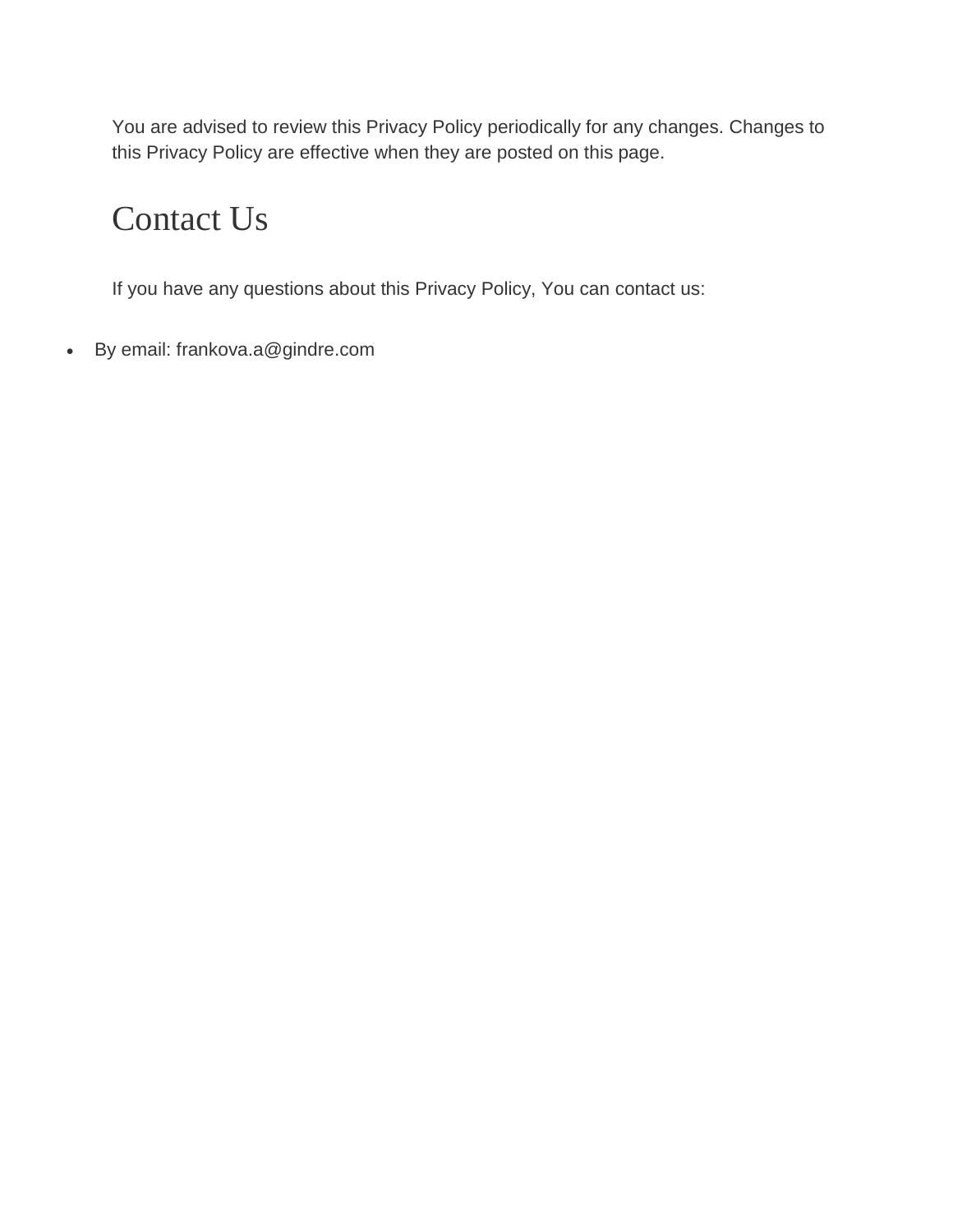You are advised to review this Privacy Policy periodically for any changes. Changes to this Privacy Policy are effective when they are posted on this page.

## Contact Us

If you have any questions about this Privacy Policy, You can contact us:

- By email: frankova.a@gindre.com